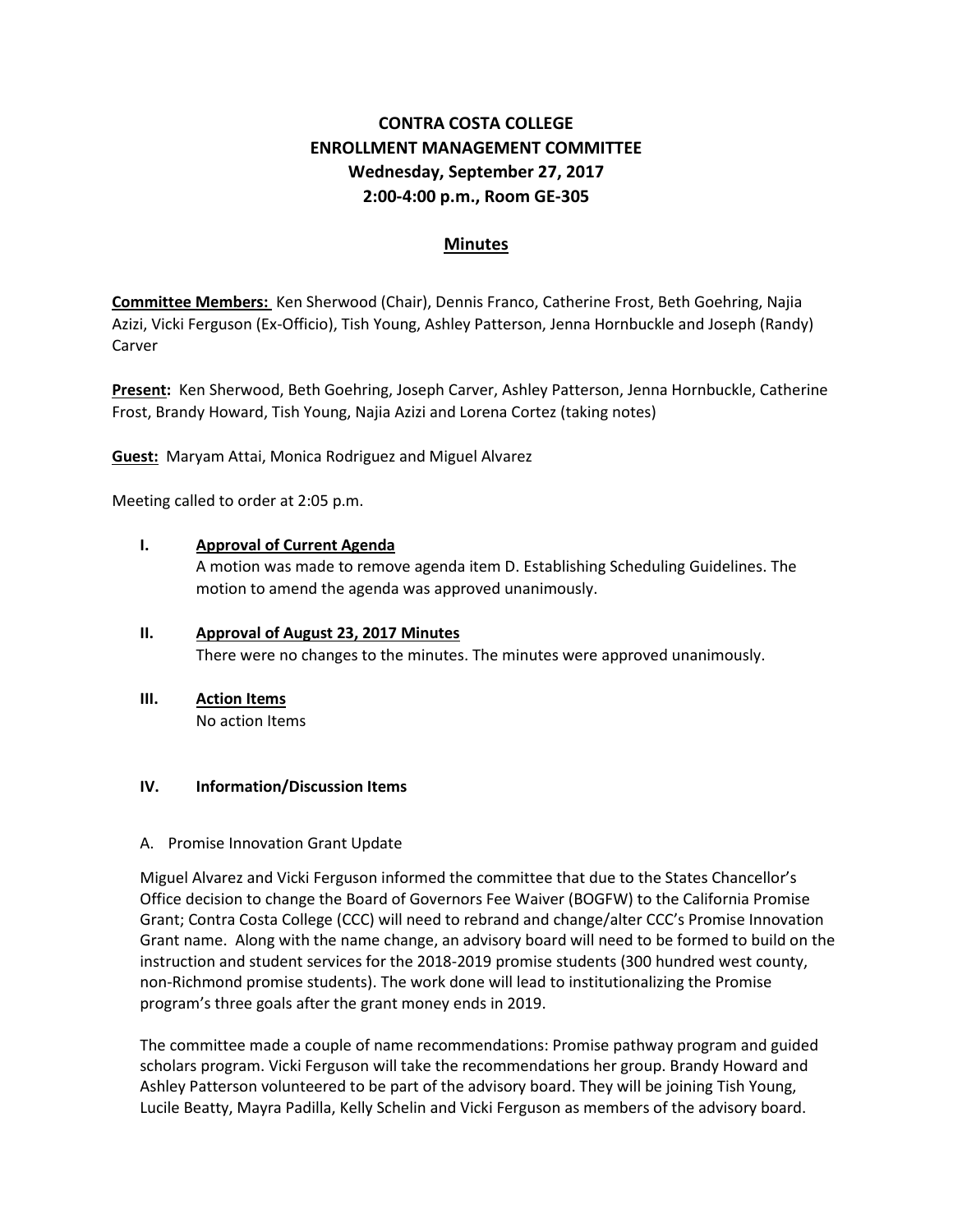# CONTRA COSTA COLLEGE
# ENROLLMENT MANAGEMENT COMMITTEE
## Wednesday, September 27, 2017
## 2:00-4:00 p.m., Room GE-305

## Minutes

**Committee Members:** Ken Sherwood (Chair), Dennis Franco, Catherine Frost, Beth Goehring, Najia Azizi, Vicki Ferguson (Ex-Officio), Tish Young, Ashley Patterson, Jenna Hornbuckle and Joseph (Randy) Carver

**Present:** Ken Sherwood, Beth Goehring, Joseph Carver, Ashley Patterson, Jenna Hornbuckle, Catherine Frost, Brandy Howard, Tish Young, Najia Azizi and Lorena Cortez (taking notes)

**Guest:** Maryam Attai, Monica Rodriguez and Miguel Alvarez

Meeting called to order at 2:05 p.m.

**I. Approval of Current Agenda**

A motion was made to remove agenda item D. Establishing Scheduling Guidelines. The motion to amend the agenda was approved unanimously.

**II. Approval of August 23, 2017 Minutes**

There were no changes to the minutes. The minutes were approved unanimously.

**III. Action Items**

No action Items

**IV. Information/Discussion Items**

A. Promise Innovation Grant Update

Miguel Alvarez and Vicki Ferguson informed the committee that due to the States Chancellor's Office decision to change the Board of Governors Fee Waiver (BOGFW) to the California Promise Grant; Contra Costa College (CCC) will need to rebrand and change/alter CCC's Promise Innovation Grant name. Along with the name change, an advisory board will need to be formed to build on the instruction and student services for the 2018-2019 promise students (300 hundred west county, non-Richmond promise students). The work done will lead to institutionalizing the Promise program's three goals after the grant money ends in 2019.

The committee made a couple of name recommendations: Promise pathway program and guided scholars program. Vicki Ferguson will take the recommendations her group. Brandy Howard and Ashley Patterson volunteered to be part of the advisory board. They will be joining Tish Young, Lucile Beatty, Mayra Padilla, Kelly Schelin and Vicki Ferguson as members of the advisory board.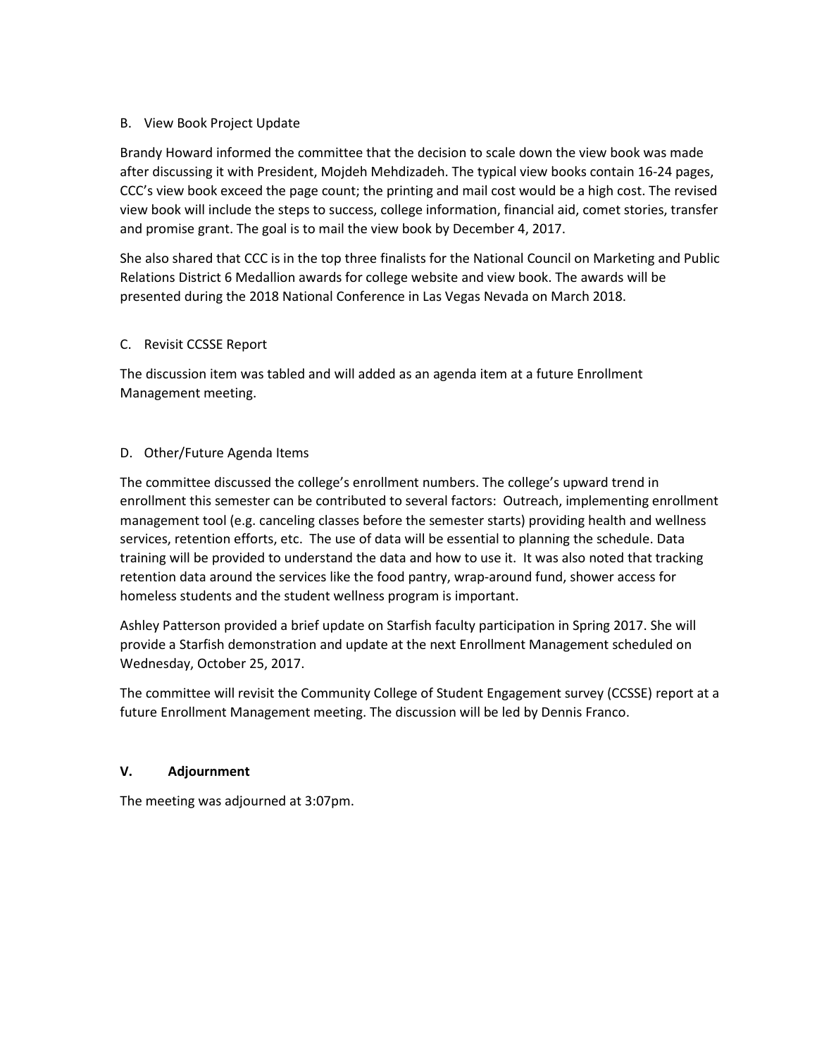B. View Book Project Update

Brandy Howard informed the committee that the decision to scale down the view book was made after discussing it with President, Mojdeh Mehdizadeh. The typical view books contain 16-24 pages, CCC's view book exceed the page count; the printing and mail cost would be a high cost. The revised view book will include the steps to success, college information, financial aid, comet stories, transfer and promise grant. The goal is to mail the view book by December 4, 2017.

She also shared that CCC is in the top three finalists for the National Council on Marketing and Public Relations District 6 Medallion awards for college website and view book. The awards will be presented during the 2018 National Conference in Las Vegas Nevada on March 2018.

C. Revisit CCSSE Report

The discussion item was tabled and will added as an agenda item at a future Enrollment Management meeting.

D. Other/Future Agenda Items

The committee discussed the college's enrollment numbers. The college's upward trend in enrollment this semester can be contributed to several factors: Outreach, implementing enrollment management tool (e.g. canceling classes before the semester starts) providing health and wellness services, retention efforts, etc. The use of data will be essential to planning the schedule. Data training will be provided to understand the data and how to use it. It was also noted that tracking retention data around the services like the food pantry, wrap-around fund, shower access for homeless students and the student wellness program is important.

Ashley Patterson provided a brief update on Starfish faculty participation in Spring 2017. She will provide a Starfish demonstration and update at the next Enrollment Management scheduled on Wednesday, October 25, 2017.

The committee will revisit the Community College of Student Engagement survey (CCSSE) report at a future Enrollment Management meeting. The discussion will be led by Dennis Franco.

## V. Adjournment

The meeting was adjourned at 3:07pm.